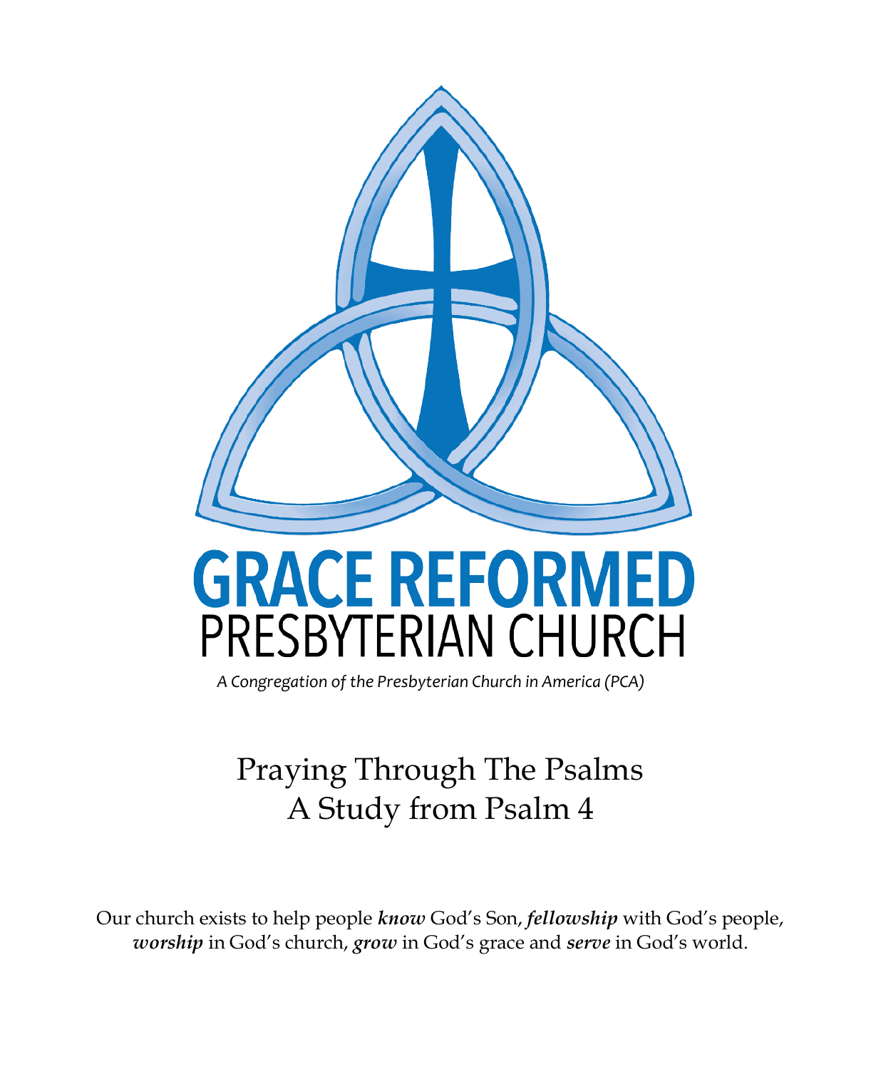# GRACE REFORMED
## PRESBYTERIAN CHURCH

*A Congregation of the Presbyterian Church in America (PCA)*

# Praying Through The Psalms
# A Study from Psalm 4

Our church exists to help people ***know*** God's Son, ***fellowship*** with God's people, ***worship*** in God's church, ***grow*** in God's grace and ***serve*** in God's world.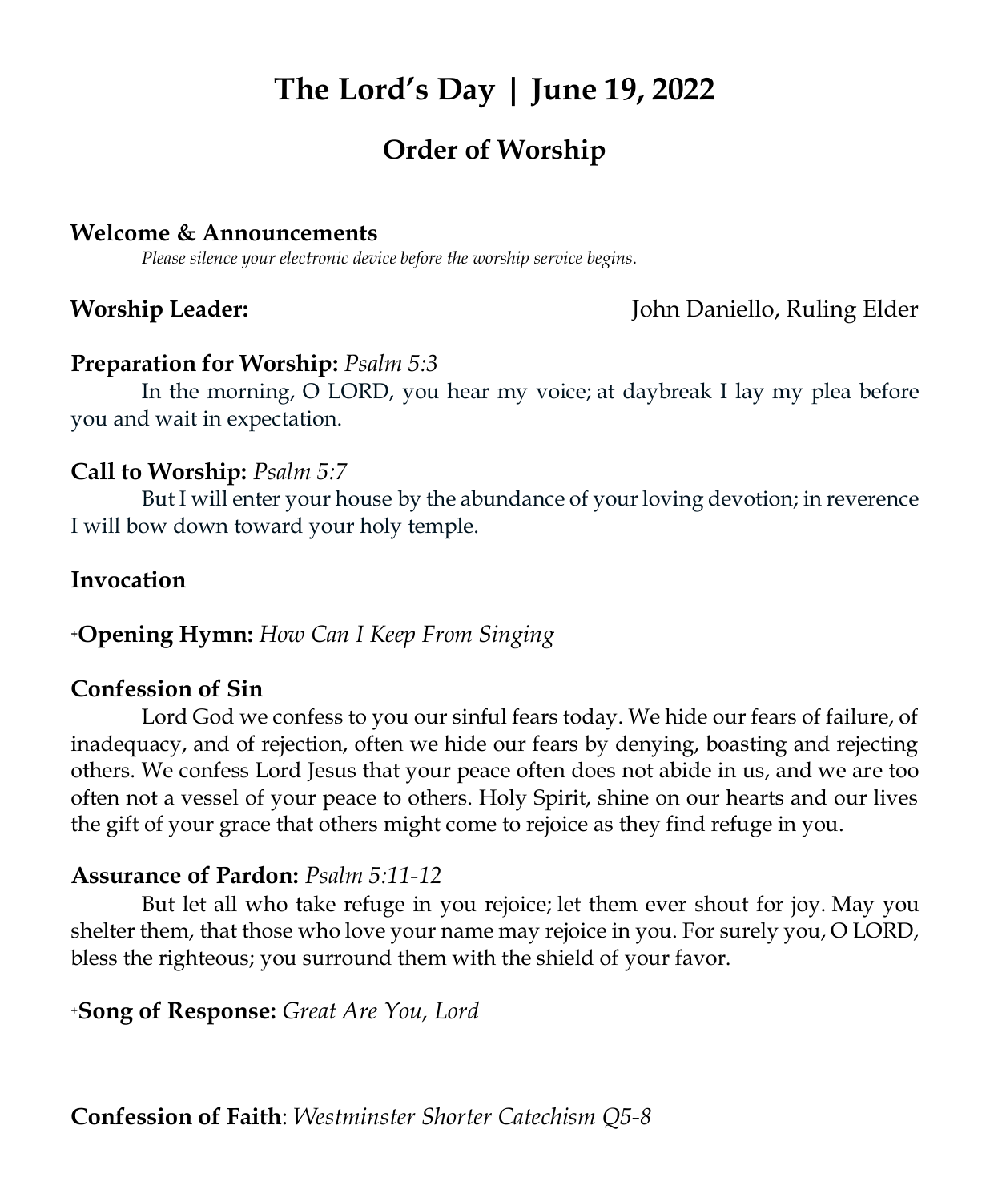# The Lord's Day | June 19, 2022

## Order of Worship

**Welcome & Announcements**

*Please silence your electronic device before the worship service begins.*

**Worship Leader:** John Daniello, Ruling Elder

**Preparation for Worship:** *Psalm 5:3*

In the morning, O LORD, you hear my voice; at daybreak I lay my plea before you and wait in expectation.

**Call to Worship:** *Psalm 5:7*

But I will enter your house by the abundance of your loving devotion; in reverence I will bow down toward your holy temple.

**Invocation**

+**Opening Hymn:** *How Can I Keep From Singing*

**Confession of Sin**

Lord God we confess to you our sinful fears today. We hide our fears of failure, of inadequacy, and of rejection, often we hide our fears by denying, boasting and rejecting others. We confess Lord Jesus that your peace often does not abide in us, and we are too often not a vessel of your peace to others. Holy Spirit, shine on our hearts and our lives the gift of your grace that others might come to rejoice as they find refuge in you.

**Assurance of Pardon:** *Psalm 5:11-12*

But let all who take refuge in you rejoice; let them ever shout for joy. May you shelter them, that those who love your name may rejoice in you. For surely you, O LORD, bless the righteous; you surround them with the shield of your favor.

+**Song of Response:** *Great Are You, Lord*

**Confession of Faith**: *Westminster Shorter Catechism Q5-8*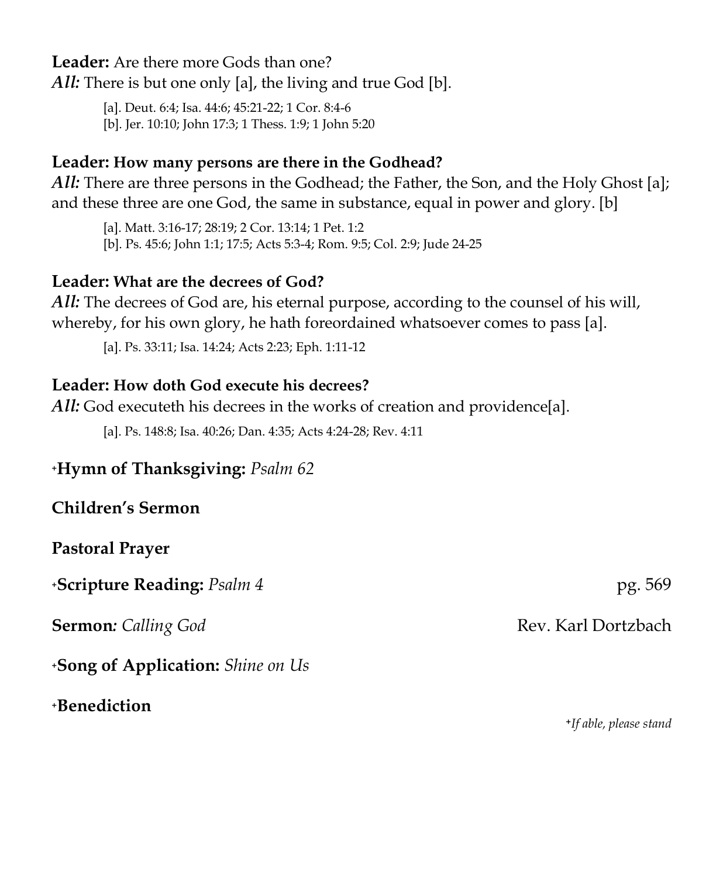**Leader:** Are there more Gods than one?
***All:*** There is but one only [a], the living and true God [b].

[a]. Deut. 6:4; Isa. 44:6; 45:21-22; 1 Cor. 8:4-6
[b]. Jer. 10:10; John 17:3; 1 Thess. 1:9; 1 John 5:20

**Leader: How many persons are there in the Godhead?**
***All:*** There are three persons in the Godhead; the Father, the Son, and the Holy Ghost [a]; and these three are one God, the same in substance, equal in power and glory. [b]

[a]. Matt. 3:16-17; 28:19; 2 Cor. 13:14; 1 Pet. 1:2
[b]. Ps. 45:6; John 1:1; 17:5; Acts 5:3-4; Rom. 9:5; Col. 2:9; Jude 24-25

**Leader: What are the decrees of God?**
***All:*** The decrees of God are, his eternal purpose, according to the counsel of his will, whereby, for his own glory, he hath foreordained whatsoever comes to pass [a].

[a]. Ps. 33:11; Isa. 14:24; Acts 2:23; Eph. 1:11-12

**Leader: How doth God execute his decrees?**
***All:*** God executeth his decrees in the works of creation and providence[a].

[a]. Ps. 148:8; Isa. 40:26; Dan. 4:35; Acts 4:24-28; Rev. 4:11

⁺**Hymn of Thanksgiving:** *Psalm 62*

**Children's Sermon**

**Pastoral Prayer**

⁺**Scripture Reading:** *Psalm 4* pg. 569

**Sermon*:* *Calling God* Rev. Karl Dortzbach

⁺**Song of Application:** *Shine on Us*

⁺**Benediction**

*⁺If able, please stand*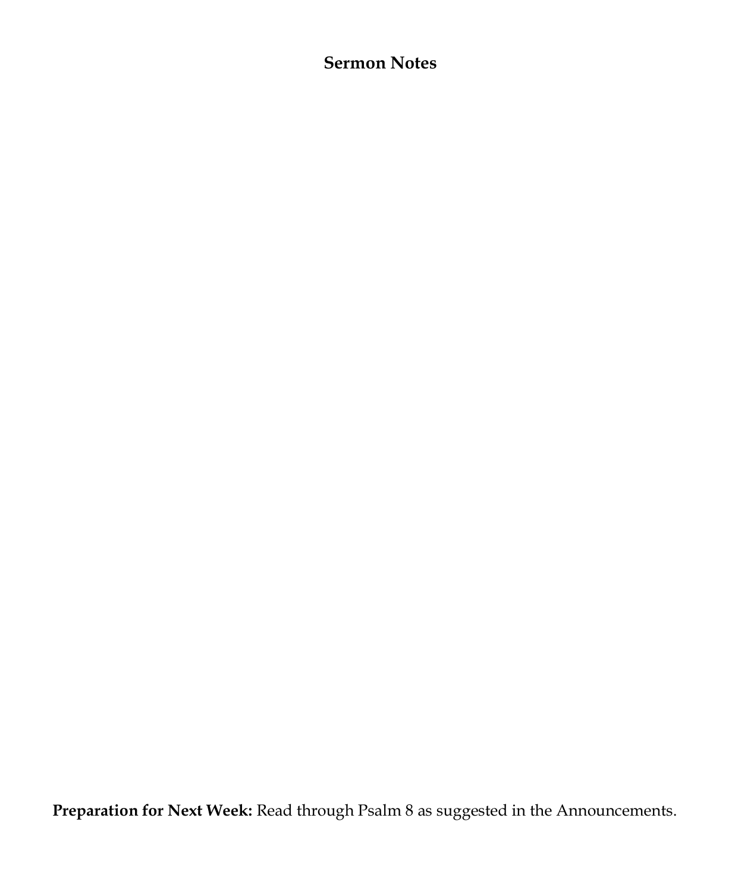## Sermon Notes

**Preparation for Next Week:** Read through Psalm 8 as suggested in the Announcements.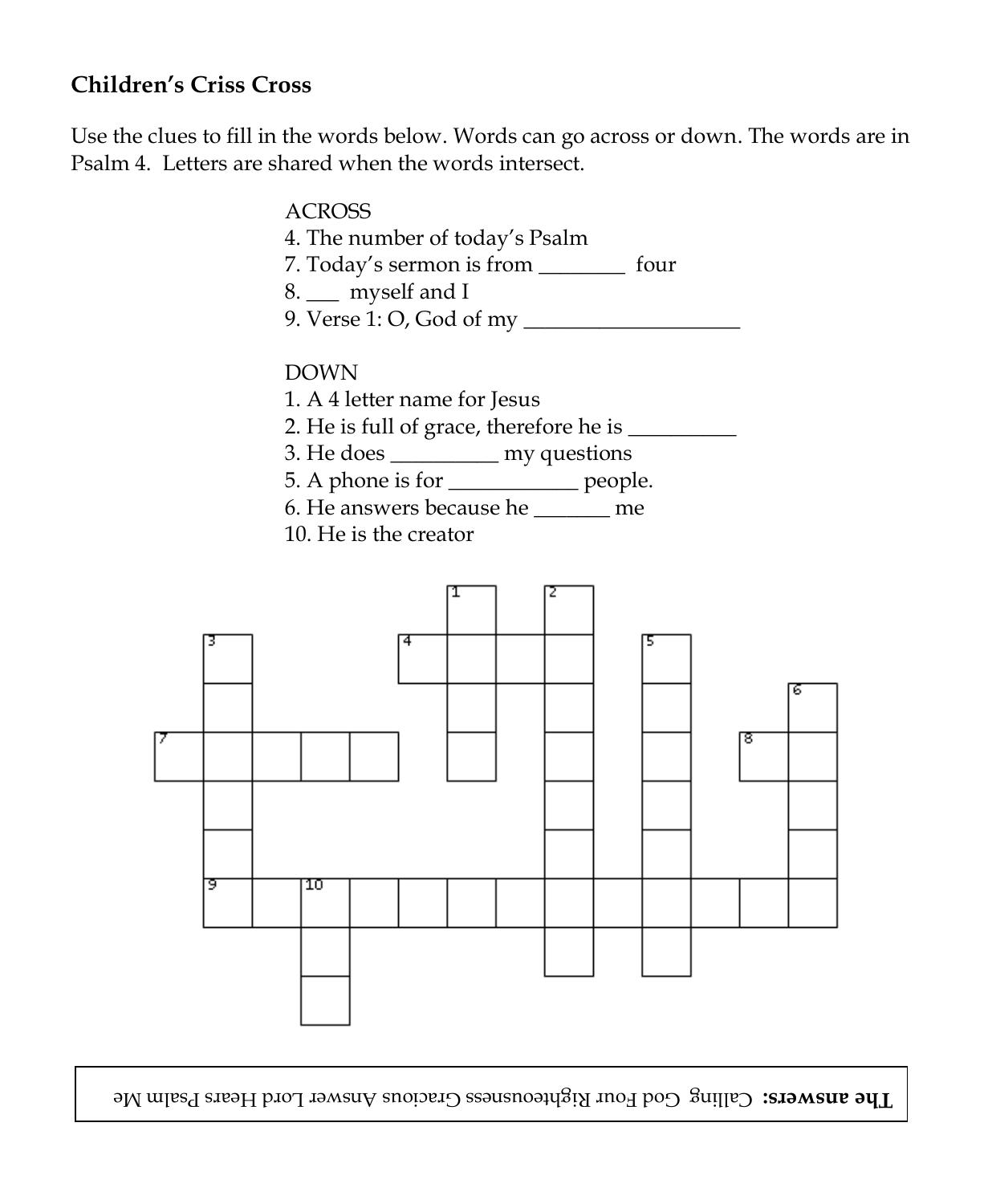## Children's Criss Cross

Use the clues to fill in the words below. Words can go across or down. The words are in Psalm 4. Letters are shared when the words intersect.

ACROSS

4. The number of today's Psalm
7. Today's sermon is from ________ four
8. ___ myself and I
9. Verse 1: O, God of my ____________________

DOWN

1. A 4 letter name for Jesus
2. He is full of grace, therefore he is __________
3. He does __________ my questions
5. A phone is for ____________ people.
6. He answers because he _______ me
10. He is the creator

**The answers:** Calling God Four Righteousness Gracious Answer Lord Hears Psalm Me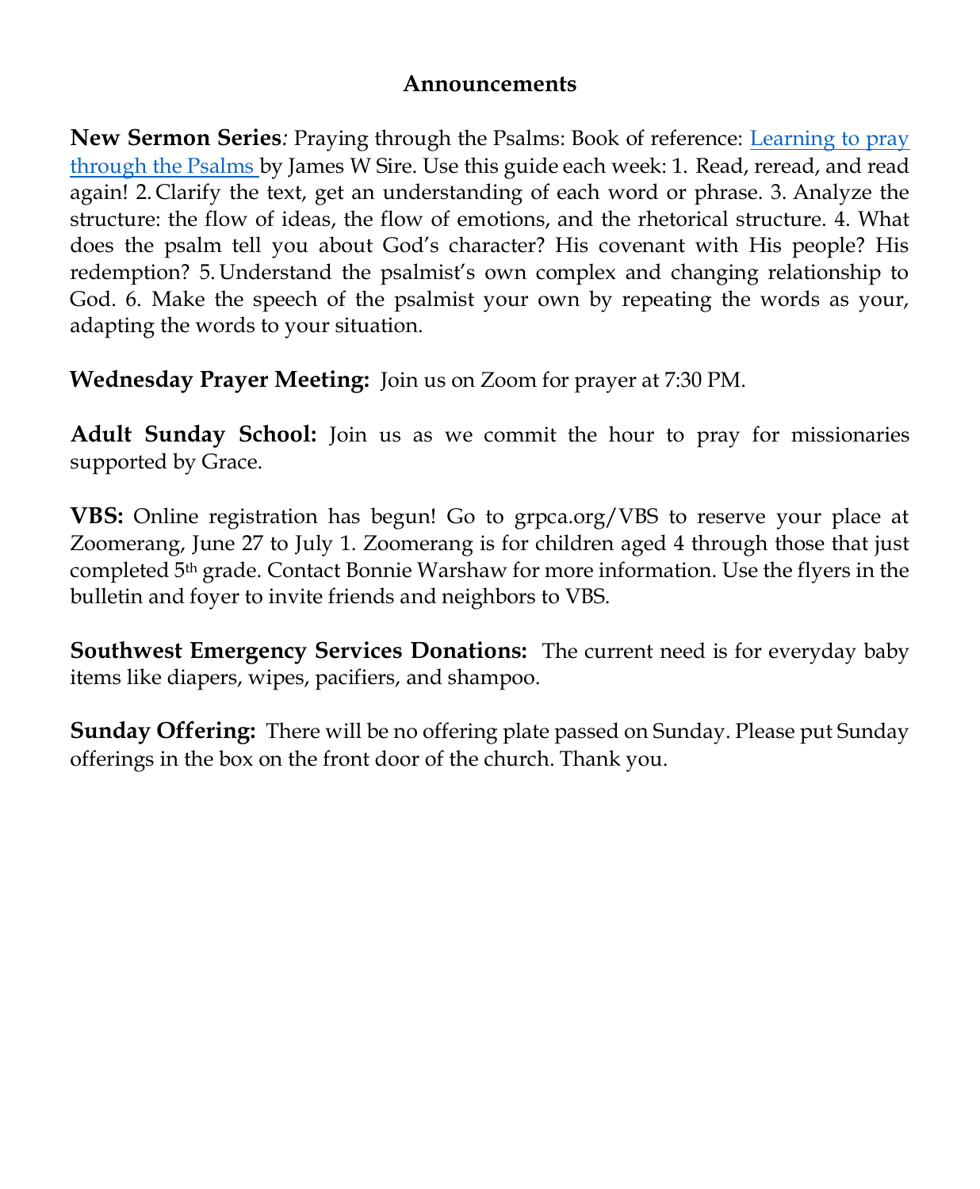## Announcements

**New Sermon Series***:* Praying through the Psalms: Book of reference: Learning to pray through the Psalms by James W Sire. Use this guide each week: 1. Read, reread, and read again! 2. Clarify the text, get an understanding of each word or phrase. 3. Analyze the structure: the flow of ideas, the flow of emotions, and the rhetorical structure. 4. What does the psalm tell you about God's character? His covenant with His people? His redemption? 5. Understand the psalmist's own complex and changing relationship to God. 6. Make the speech of the psalmist your own by repeating the words as your, adapting the words to your situation.

**Wednesday Prayer Meeting:** Join us on Zoom for prayer at 7:30 PM.

**Adult Sunday School:** Join us as we commit the hour to pray for missionaries supported by Grace.

**VBS:** Online registration has begun! Go to grpca.org/VBS to reserve your place at Zoomerang, June 27 to July 1. Zoomerang is for children aged 4 through those that just completed 5th grade. Contact Bonnie Warshaw for more information. Use the flyers in the bulletin and foyer to invite friends and neighbors to VBS.

**Southwest Emergency Services Donations:** The current need is for everyday baby items like diapers, wipes, pacifiers, and shampoo.

**Sunday Offering:** There will be no offering plate passed on Sunday. Please put Sunday offerings in the box on the front door of the church. Thank you.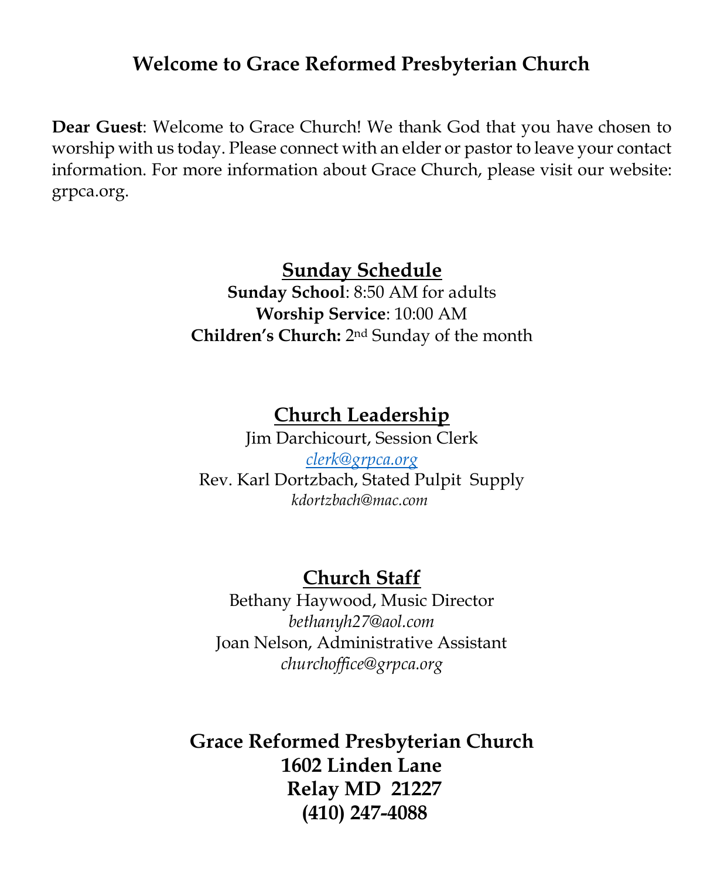## Welcome to Grace Reformed Presbyterian Church

**Dear Guest**: Welcome to Grace Church! We thank God that you have chosen to worship with us today. Please connect with an elder or pastor to leave your contact information. For more information about Grace Church, please visit our website: grpca.org.

### Sunday Schedule

**Sunday School**: 8:50 AM for adults
**Worship Service**: 10:00 AM
**Children's Church:** 2nd Sunday of the month

### Church Leadership

Jim Darchicourt, Session Clerk
*clerk@grpca.org*
Rev. Karl Dortzbach, Stated Pulpit Supply
*kdortzbach@mac.com*

### Church Staff

Bethany Haywood, Music Director
*bethanyh27@aol.com*
Joan Nelson, Administrative Assistant
*churchoffice@grpca.org*

**Grace Reformed Presbyterian Church**
**1602 Linden Lane**
**Relay MD 21227**
**(410) 247-4088**